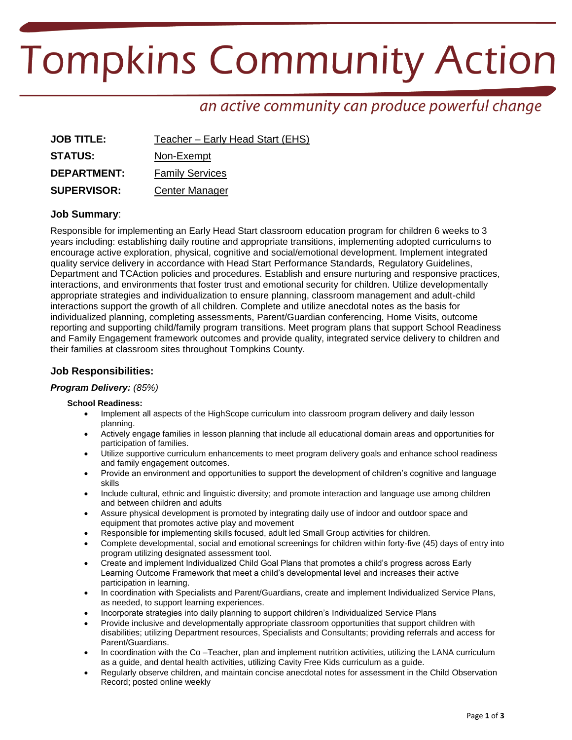# Tompkins Community Action

*an active community can produce powerful change*

| | |
|---|---|
| **JOB TITLE:** | Teacher – Early Head Start (EHS) |
| **STATUS:** | Non-Exempt |
| **DEPARTMENT:** | Family Services |
| **SUPERVISOR:** | Center Manager |

## Job Summary:

Responsible for implementing an Early Head Start classroom education program for children 6 weeks to 3 years including: establishing daily routine and appropriate transitions, implementing adopted curriculums to encourage active exploration, physical, cognitive and social/emotional development. Implement integrated quality service delivery in accordance with Head Start Performance Standards, Regulatory Guidelines, Department and TCAction policies and procedures. Establish and ensure nurturing and responsive practices, interactions, and environments that foster trust and emotional security for children. Utilize developmentally appropriate strategies and individualization to ensure planning, classroom management and adult-child interactions support the growth of all children. Complete and utilize anecdotal notes as the basis for individualized planning, completing assessments, Parent/Guardian conferencing, Home Visits, outcome reporting and supporting child/family program transitions. Meet program plans that support School Readiness and Family Engagement framework outcomes and provide quality, integrated service delivery to children and their families at classroom sites throughout Tompkins County.

## Job Responsibilities:

### *Program Delivery:* *(85%)*

**School Readiness:**

- Implement all aspects of the HighScope curriculum into classroom program delivery and daily lesson planning.
- Actively engage families in lesson planning that include all educational domain areas and opportunities for participation of families.
- Utilize supportive curriculum enhancements to meet program delivery goals and enhance school readiness and family engagement outcomes.
- Provide an environment and opportunities to support the development of children's cognitive and language skills
- Include cultural, ethnic and linguistic diversity; and promote interaction and language use among children and between children and adults
- Assure physical development is promoted by integrating daily use of indoor and outdoor space and equipment that promotes active play and movement
- Responsible for implementing skills focused, adult led Small Group activities for children.
- Complete developmental, social and emotional screenings for children within forty-five (45) days of entry into program utilizing designated assessment tool.
- Create and implement Individualized Child Goal Plans that promotes a child's progress across Early Learning Outcome Framework that meet a child's developmental level and increases their active participation in learning.
- In coordination with Specialists and Parent/Guardians, create and implement Individualized Service Plans, as needed, to support learning experiences.
- Incorporate strategies into daily planning to support children's Individualized Service Plans
- Provide inclusive and developmentally appropriate classroom opportunities that support children with disabilities; utilizing Department resources, Specialists and Consultants; providing referrals and access for Parent/Guardians.
- In coordination with the Co –Teacher, plan and implement nutrition activities, utilizing the LANA curriculum as a guide, and dental health activities, utilizing Cavity Free Kids curriculum as a guide.
- Regularly observe children, and maintain concise anecdotal notes for assessment in the Child Observation Record; posted online weekly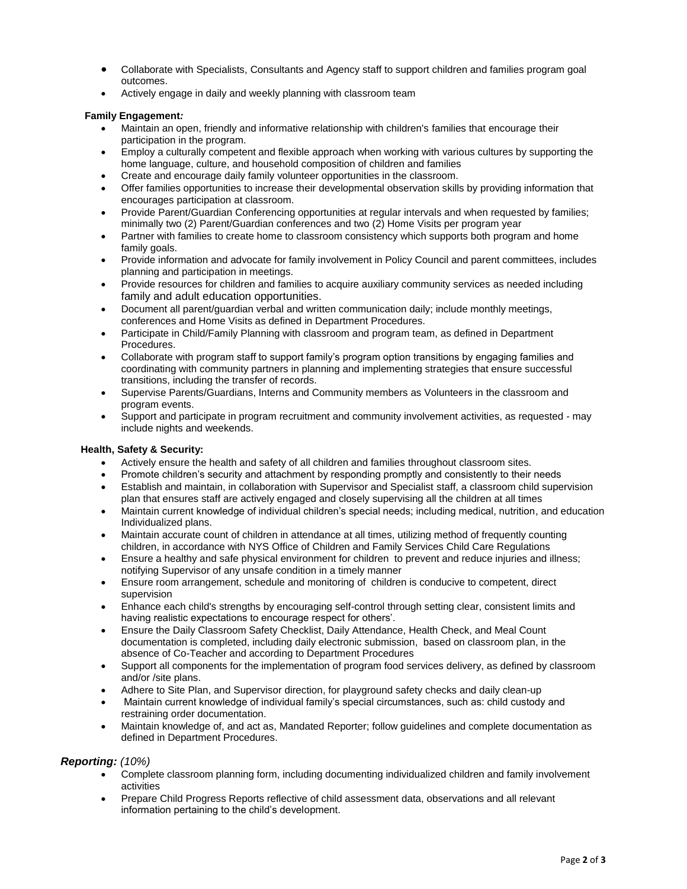- Collaborate with Specialists, Consultants and Agency staff to support children and families program goal outcomes.
- Actively engage in daily and weekly planning with classroom team

**Family Engagement*:***

- Maintain an open, friendly and informative relationship with children's families that encourage their participation in the program.
- Employ a culturally competent and flexible approach when working with various cultures by supporting the home language, culture, and household composition of children and families
- Create and encourage daily family volunteer opportunities in the classroom.
- Offer families opportunities to increase their developmental observation skills by providing information that encourages participation at classroom.
- Provide Parent/Guardian Conferencing opportunities at regular intervals and when requested by families; minimally two (2) Parent/Guardian conferences and two (2) Home Visits per program year
- Partner with families to create home to classroom consistency which supports both program and home family goals.
- Provide information and advocate for family involvement in Policy Council and parent committees, includes planning and participation in meetings.
- Provide resources for children and families to acquire auxiliary community services as needed including family and adult education opportunities.
- Document all parent/guardian verbal and written communication daily; include monthly meetings, conferences and Home Visits as defined in Department Procedures.
- Participate in Child/Family Planning with classroom and program team, as defined in Department Procedures.
- Collaborate with program staff to support family's program option transitions by engaging families and coordinating with community partners in planning and implementing strategies that ensure successful transitions, including the transfer of records.
- Supervise Parents/Guardians, Interns and Community members as Volunteers in the classroom and program events.
- Support and participate in program recruitment and community involvement activities, as requested - may include nights and weekends.

**Health, Safety & Security:**

- Actively ensure the health and safety of all children and families throughout classroom sites.
- Promote children's security and attachment by responding promptly and consistently to their needs
- Establish and maintain, in collaboration with Supervisor and Specialist staff, a classroom child supervision plan that ensures staff are actively engaged and closely supervising all the children at all times
- Maintain current knowledge of individual children's special needs; including medical, nutrition, and education Individualized plans.
- Maintain accurate count of children in attendance at all times, utilizing method of frequently counting children, in accordance with NYS Office of Children and Family Services Child Care Regulations
- Ensure a healthy and safe physical environment for children to prevent and reduce injuries and illness; notifying Supervisor of any unsafe condition in a timely manner
- Ensure room arrangement, schedule and monitoring of children is conducive to competent, direct supervision
- Enhance each child's strengths by encouraging self-control through setting clear, consistent limits and having realistic expectations to encourage respect for others'.
- Ensure the Daily Classroom Safety Checklist, Daily Attendance, Health Check, and Meal Count documentation is completed, including daily electronic submission, based on classroom plan, in the absence of Co-Teacher and according to Department Procedures
- Support all components for the implementation of program food services delivery, as defined by classroom and/or /site plans.
- Adhere to Site Plan, and Supervisor direction, for playground safety checks and daily clean-up
- Maintain current knowledge of individual family's special circumstances, such as: child custody and restraining order documentation.
- Maintain knowledge of, and act as, Mandated Reporter; follow guidelines and complete documentation as defined in Department Procedures.

***Reporting:** (10%)*

- Complete classroom planning form, including documenting individualized children and family involvement activities
- Prepare Child Progress Reports reflective of child assessment data, observations and all relevant information pertaining to the child's development.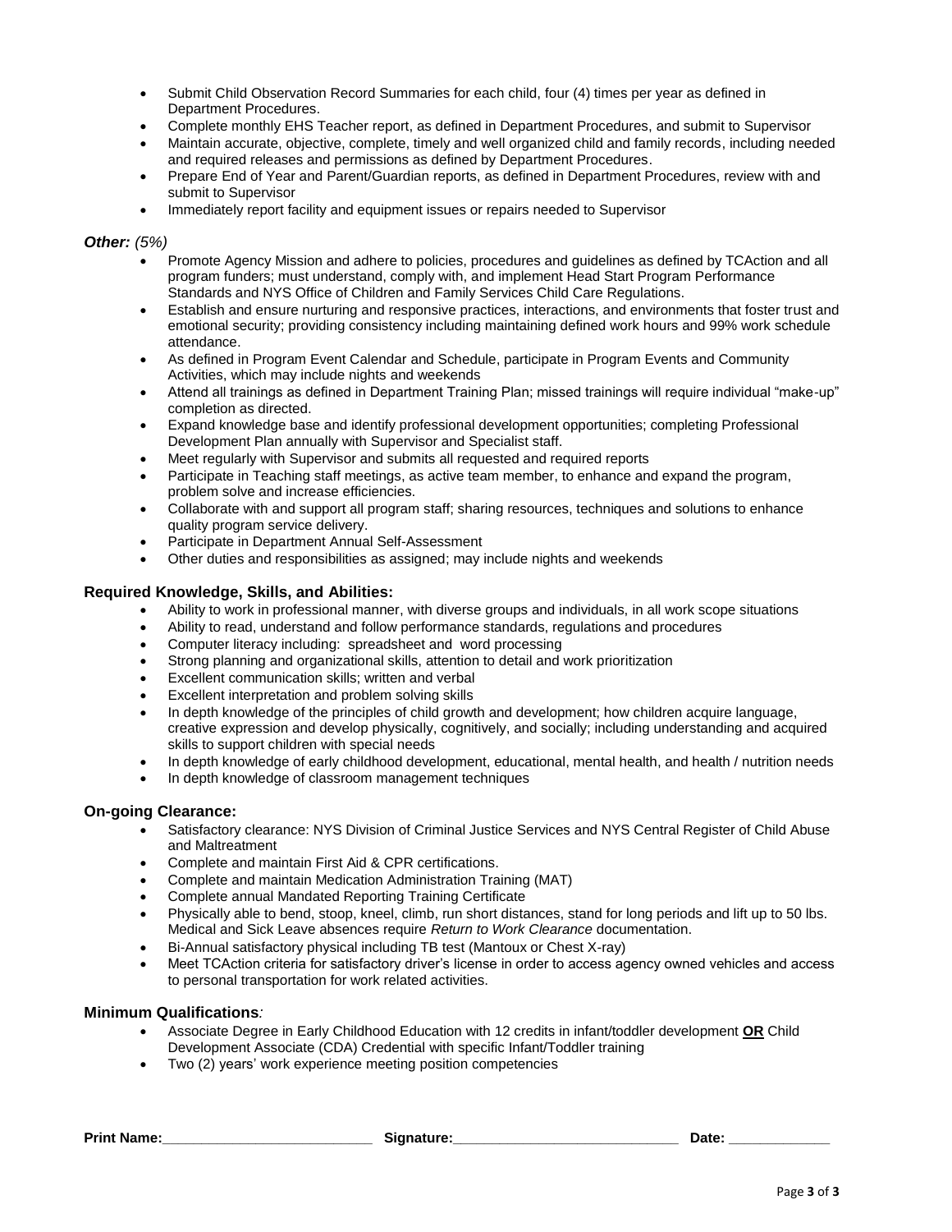- Submit Child Observation Record Summaries for each child, four (4) times per year as defined in Department Procedures.
- Complete monthly EHS Teacher report, as defined in Department Procedures, and submit to Supervisor
- Maintain accurate, objective, complete, timely and well organized child and family records, including needed and required releases and permissions as defined by Department Procedures.
- Prepare End of Year and Parent/Guardian reports, as defined in Department Procedures, review with and submit to Supervisor
- Immediately report facility and equipment issues or repairs needed to Supervisor

***Other:*** *(5%)*

- Promote Agency Mission and adhere to policies, procedures and guidelines as defined by TCAction and all program funders; must understand, comply with, and implement Head Start Program Performance Standards and NYS Office of Children and Family Services Child Care Regulations.
- Establish and ensure nurturing and responsive practices, interactions, and environments that foster trust and emotional security; providing consistency including maintaining defined work hours and 99% work schedule attendance.
- As defined in Program Event Calendar and Schedule, participate in Program Events and Community Activities, which may include nights and weekends
- Attend all trainings as defined in Department Training Plan; missed trainings will require individual "make-up" completion as directed.
- Expand knowledge base and identify professional development opportunities; completing Professional Development Plan annually with Supervisor and Specialist staff.
- Meet regularly with Supervisor and submits all requested and required reports
- Participate in Teaching staff meetings, as active team member, to enhance and expand the program, problem solve and increase efficiencies.
- Collaborate with and support all program staff; sharing resources, techniques and solutions to enhance quality program service delivery.
- Participate in Department Annual Self-Assessment
- Other duties and responsibilities as assigned; may include nights and weekends

### Required Knowledge, Skills, and Abilities:

- Ability to work in professional manner, with diverse groups and individuals, in all work scope situations
- Ability to read, understand and follow performance standards, regulations and procedures
- Computer literacy including: spreadsheet and word processing
- Strong planning and organizational skills, attention to detail and work prioritization
- Excellent communication skills; written and verbal
- Excellent interpretation and problem solving skills
- In depth knowledge of the principles of child growth and development; how children acquire language, creative expression and develop physically, cognitively, and socially; including understanding and acquired skills to support children with special needs
- In depth knowledge of early childhood development, educational, mental health, and health / nutrition needs
- In depth knowledge of classroom management techniques

### On-going Clearance:

- Satisfactory clearance: NYS Division of Criminal Justice Services and NYS Central Register of Child Abuse and Maltreatment
- Complete and maintain First Aid & CPR certifications.
- Complete and maintain Medication Administration Training (MAT)
- Complete annual Mandated Reporting Training Certificate
- Physically able to bend, stoop, kneel, climb, run short distances, stand for long periods and lift up to 50 lbs. Medical and Sick Leave absences require *Return to Work Clearance* documentation.
- Bi-Annual satisfactory physical including TB test (Mantoux or Chest X-ray)
- Meet TCAction criteria for satisfactory driver's license in order to access agency owned vehicles and access to personal transportation for work related activities.

### Minimum Qualifications*:*

- Associate Degree in Early Childhood Education with 12 credits in infant/toddler development **OR** Child Development Associate (CDA) Credential with specific Infant/Toddler training
- Two (2) years' work experience meeting position competencies

**Print Name:**___________________________ **Signature:**_____________________________ **Date:** _____________